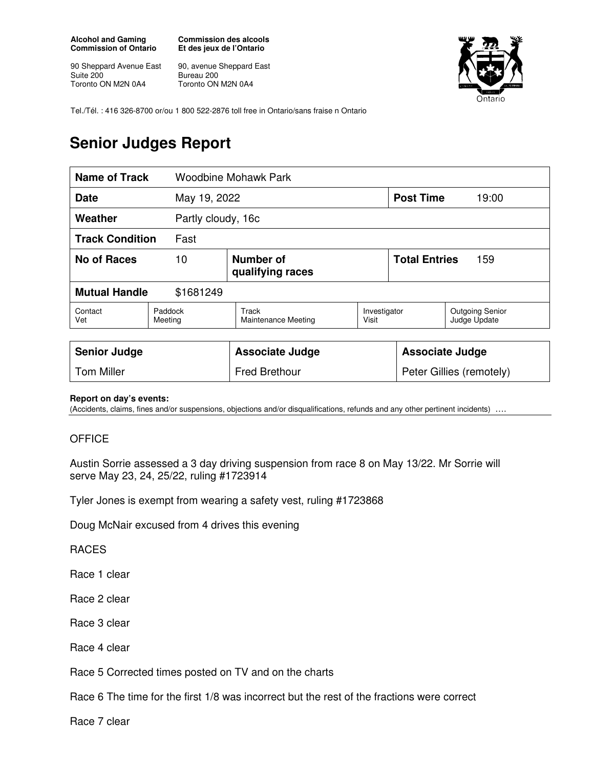**Alcohol and Gaming Commission of Ontario**

90 Sheppard Avenue East
Suite 200
Toronto ON M2N 0A4

**Commission des alcools Et des jeux de l'Ontario**

90, avenue Sheppard East
Bureau 200
Toronto ON M2N 0A4

Tel./Tél. : 416 326-8700 or/ou 1 800 522-2876 toll free in Ontario/sans fraise n Ontario

# Senior Judges Report

| **Name of Track** | Woodbine Mohawk Park | | | | |
|---|---|---|---|---|---|
| **Date** | May 19, 2022 | | | **Post Time** | 19:00 |
| **Weather** | Partly cloudy, 16c | | | | |
| **Track Condition** | Fast | | | | |
| **No of Races** | 10 | **Number of qualifying races** | | **Total Entries** | 159 |
| **Mutual Handle** | $1681249 | | | | |
| Contact Vet | Paddock Meeting | Track Maintenance Meeting | Investigator Visit | Outgoing Senior Judge Update | |

| **Senior Judge** | **Associate Judge** | **Associate Judge** |
|---|---|---|
| Tom Miller | Fred Brethour | Peter Gillies (remotely) |

**Report on day's events:**
(Accidents, claims, fines and/or suspensions, objections and/or disqualifications, refunds and any other pertinent incidents) ….

OFFICE

Austin Sorrie assessed a 3 day driving suspension from race 8 on May 13/22. Mr Sorrie will serve May 23, 24, 25/22, ruling #1723914

Tyler Jones is exempt from wearing a safety vest, ruling #1723868

Doug McNair excused from 4 drives this evening

RACES

Race 1 clear

Race 2 clear

Race 3 clear

Race 4 clear

Race 5 Corrected times posted on TV and on the charts

Race 6 The time for the first 1/8 was incorrect but the rest of the fractions were correct

Race 7 clear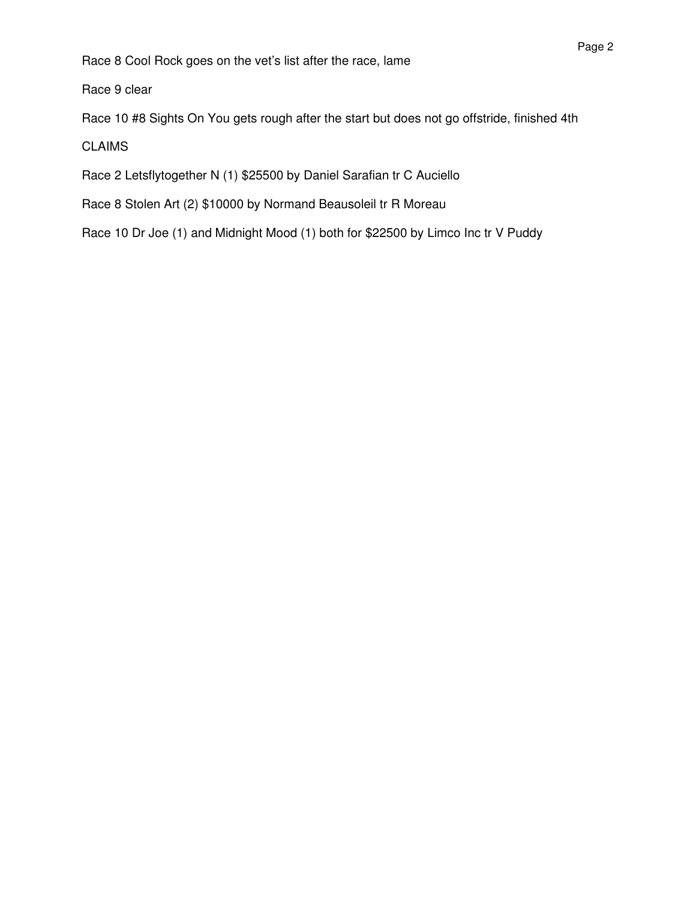Race 8 Cool Rock goes on the vet's list after the race, lame

Race 9 clear

Race 10 #8 Sights On You gets rough after the start but does not go offstride, finished 4th

CLAIMS

Race 2 Letsflytogether N (1) $25500 by Daniel Sarafian tr C Auciello

Race 8 Stolen Art (2) $10000 by Normand Beausoleil tr R Moreau

Race 10 Dr Joe (1) and Midnight Mood (1) both for $22500 by Limco Inc tr V Puddy